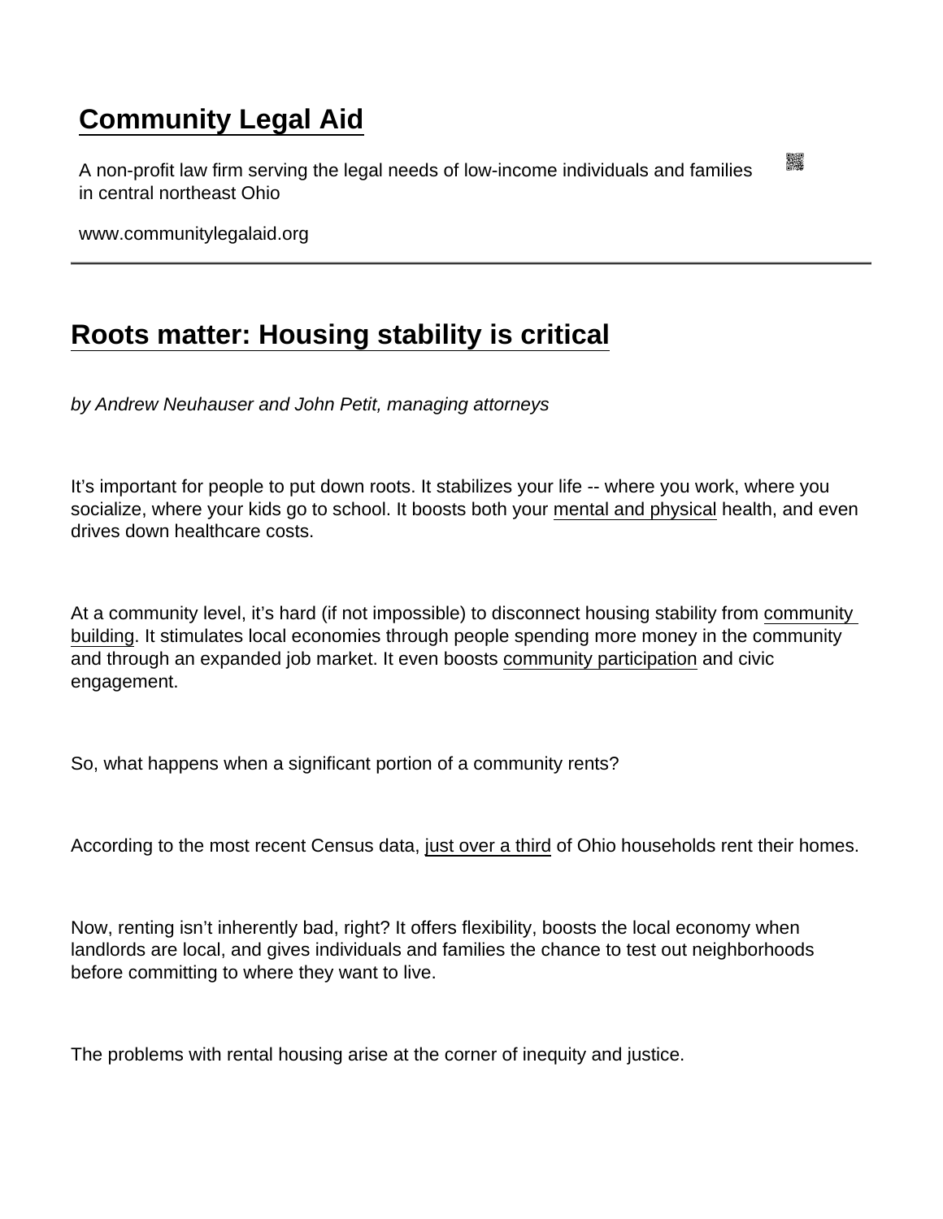# Community Legal Aid

A non-profit law firm serving the legal needs of low-income individuals and families in central northeast Ohio

www.communitylegalaid.org

---

## Roots matter: Housing stability is critical

*by Andrew Neuhauser and John Petit, managing attorneys*

It's important for people to put down roots. It stabilizes your life -- where you work, where you socialize, where your kids go to school. It boosts both your mental and physical health, and even drives down healthcare costs.

At a community level, it's hard (if not impossible) to disconnect housing stability from community building. It stimulates local economies through people spending more money in the community and through an expanded job market. It even boosts community participation and civic engagement.

So, what happens when a significant portion of a community rents?

According to the most recent Census data, just over a third of Ohio households rent their homes.

Now, renting isn't inherently bad, right? It offers flexibility, boosts the local economy when landlords are local, and gives individuals and families the chance to test out neighborhoods before committing to where they want to live.

The problems with rental housing arise at the corner of inequity and justice.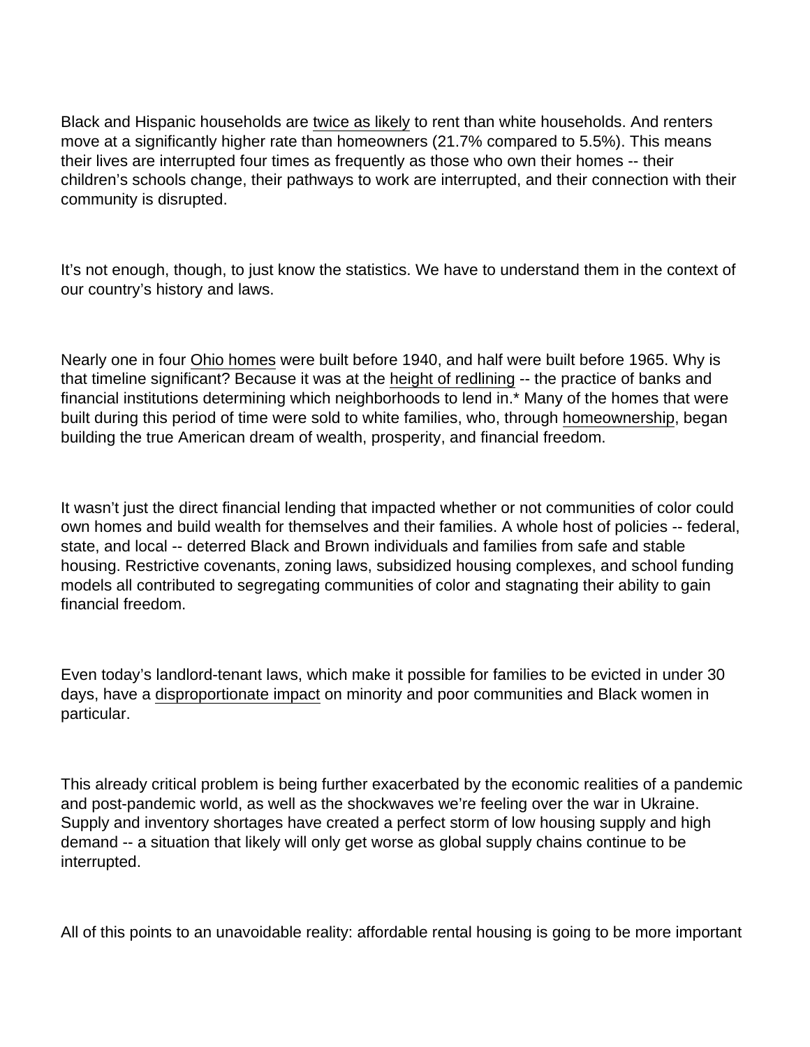Black and Hispanic households are twice as likely to rent than white households. And renters move at a significantly higher rate than homeowners (21.7% compared to 5.5%). This means their lives are interrupted four times as frequently as those who own their homes -- their children's schools change, their pathways to work are interrupted, and their connection with their community is disrupted.

It's not enough, though, to just know the statistics. We have to understand them in the context of our country's history and laws.

Nearly one in four Ohio homes were built before 1940, and half were built before 1965. Why is that timeline significant? Because it was at the height of redlining -- the practice of banks and financial institutions determining which neighborhoods to lend in.* Many of the homes that were built during this period of time were sold to white families, who, through homeownership, began building the true American dream of wealth, prosperity, and financial freedom.

It wasn't just the direct financial lending that impacted whether or not communities of color could own homes and build wealth for themselves and their families. A whole host of policies -- federal, state, and local -- deterred Black and Brown individuals and families from safe and stable housing. Restrictive covenants, zoning laws, subsidized housing complexes, and school funding models all contributed to segregating communities of color and stagnating their ability to gain financial freedom.

Even today's landlord-tenant laws, which make it possible for families to be evicted in under 30 days, have a disproportionate impact on minority and poor communities and Black women in particular.

This already critical problem is being further exacerbated by the economic realities of a pandemic and post-pandemic world, as well as the shockwaves we're feeling over the war in Ukraine. Supply and inventory shortages have created a perfect storm of low housing supply and high demand -- a situation that likely will only get worse as global supply chains continue to be interrupted.

All of this points to an unavoidable reality: affordable rental housing is going to be more important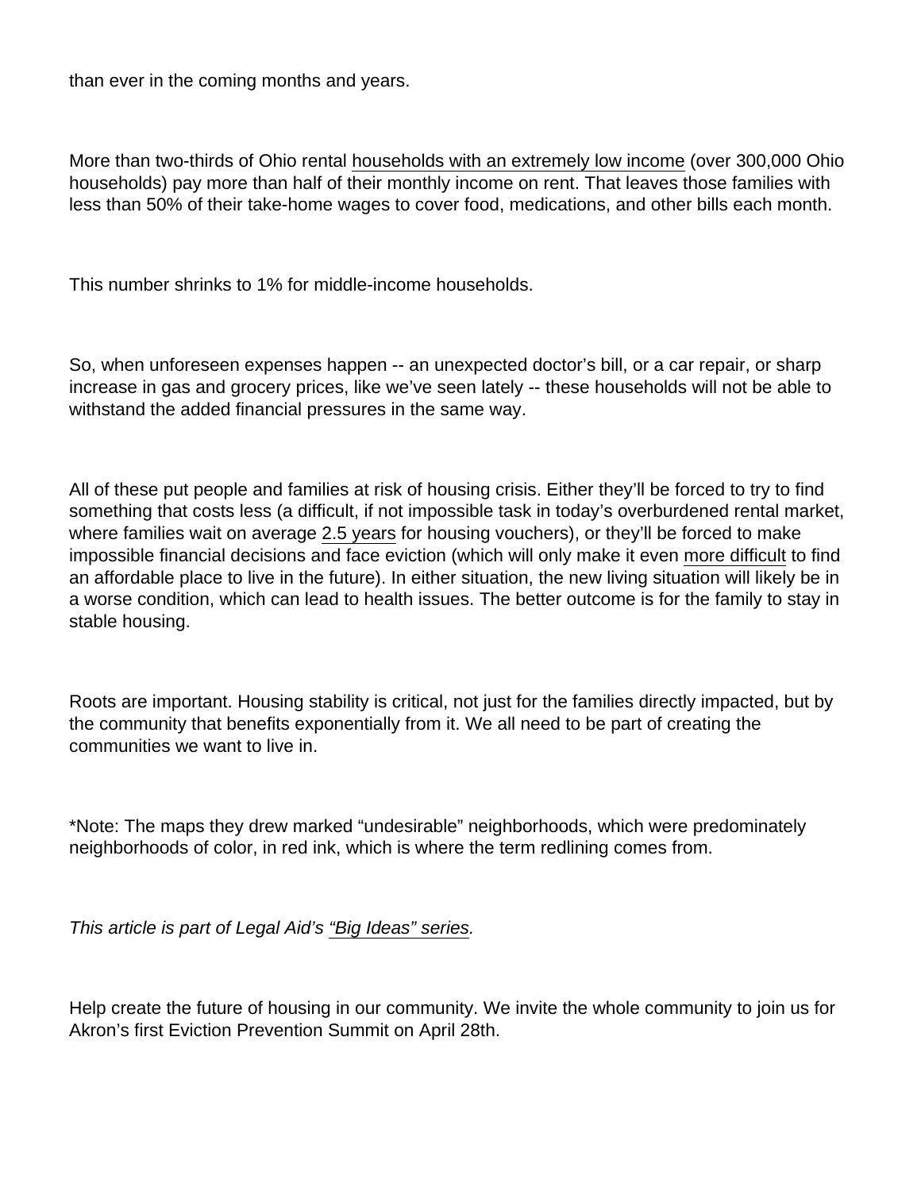than ever in the coming months and years.

More than two-thirds of Ohio rental households with an extremely low income (over 300,000 Ohio households) pay more than half of their monthly income on rent. That leaves those families with less than 50% of their take-home wages to cover food, medications, and other bills each month.

This number shrinks to 1% for middle-income households.

So, when unforeseen expenses happen -- an unexpected doctor's bill, or a car repair, or sharp increase in gas and grocery prices, like we've seen lately -- these households will not be able to withstand the added financial pressures in the same way.

All of these put people and families at risk of housing crisis. Either they'll be forced to try to find something that costs less (a difficult, if not impossible task in today's overburdened rental market, where families wait on average 2.5 years for housing vouchers), or they'll be forced to make impossible financial decisions and face eviction (which will only make it even more difficult to find an affordable place to live in the future). In either situation, the new living situation will likely be in a worse condition, which can lead to health issues. The better outcome is for the family to stay in stable housing.

Roots are important. Housing stability is critical, not just for the families directly impacted, but by the community that benefits exponentially from it. We all need to be part of creating the communities we want to live in.

*Note: The maps they drew marked "undesirable" neighborhoods, which were predominately neighborhoods of color, in red ink, which is where the term redlining comes from.

*This article is part of Legal Aid's "Big Ideas" series.*

Help create the future of housing in our community. We invite the whole community to join us for Akron's first Eviction Prevention Summit on April 28th.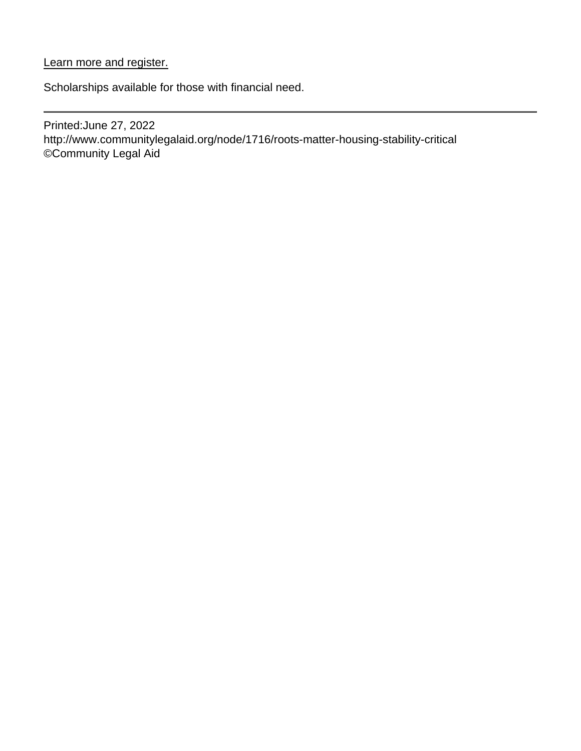Learn more and register.

Scholarships available for those with financial need.

---

Printed:June 27, 2022
http://www.communitylegalaid.org/node/1716/roots-matter-housing-stability-critical
©Community Legal Aid